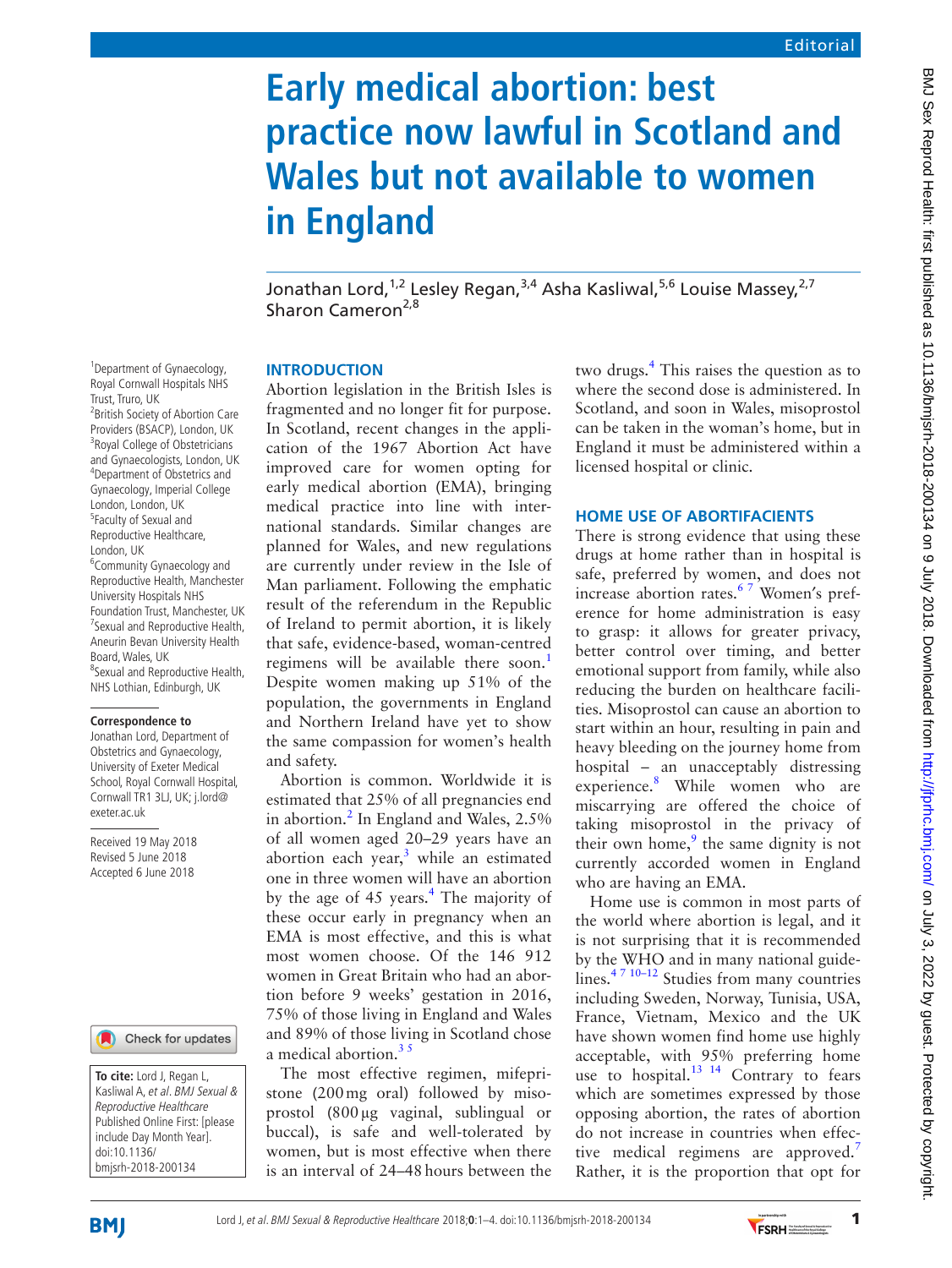# Early medical abortion: best practice now lawful in Scotland and Wales but not available to women in England

Jonathan Lord,[1,2] Lesley Regan,[3,4] Asha Kasliwal,[5,6] Louise Massey,[2,7] Sharon Cameron[2,8]

[1]Department of Gynaecology, Royal Cornwall Hospitals NHS Trust, Truro, UK
[2]British Society of Abortion Care Providers (BSACP), London, UK
[3]Royal College of Obstetricians and Gynaecologists, London, UK
[4]Department of Obstetrics and Gynaecology, Imperial College London, London, UK
[5]Faculty of Sexual and Reproductive Healthcare, London, UK
[6]Community Gynaecology and Reproductive Health, Manchester University Hospitals NHS Foundation Trust, Manchester, UK
[7]Sexual and Reproductive Health, Aneurin Bevan University Health Board, Wales, UK
[8]Sexual and Reproductive Health, NHS Lothian, Edinburgh, UK

**Correspondence to**
Jonathan Lord, Department of Obstetrics and Gynaecology, University of Exeter Medical School, Royal Cornwall Hospital, Cornwall TR1 3LJ, UK; j.lord@exeter.ac.uk

Received 19 May 2018
Revised 5 June 2018
Accepted 6 June 2018

**To cite:** Lord J, Regan L, Kasliwal A, *et al*. *BMJ Sexual & Reproductive Healthcare* Published Online First: [please include Day Month Year]. doi:10.1136/bmjsrh-2018-200134

## INTRODUCTION

Abortion legislation in the British Isles is fragmented and no longer fit for purpose. In Scotland, recent changes in the application of the 1967 Abortion Act have improved care for women opting for early medical abortion (EMA), bringing medical practice into line with international standards. Similar changes are planned for Wales, and new regulations are currently under review in the Isle of Man parliament. Following the emphatic result of the referendum in the Republic of Ireland to permit abortion, it is likely that safe, evidence-based, woman-centred regimens will be available there soon.[1] Despite women making up 51% of the population, the governments in England and Northern Ireland have yet to show the same compassion for women's health and safety.

Abortion is common. Worldwide it is estimated that 25% of all pregnancies end in abortion.[2] In England and Wales, 2.5% of all women aged 20–29 years have an abortion each year,[3] while an estimated one in three women will have an abortion by the age of 45 years.[4] The majority of these occur early in pregnancy when an EMA is most effective, and this is what most women choose. Of the 146 912 women in Great Britain who had an abortion before 9 weeks' gestation in 2016, 75% of those living in England and Wales and 89% of those living in Scotland chose a medical abortion.[3,5]

The most effective regimen, mifepristone (200 mg oral) followed by misoprostol (800 µg vaginal, sublingual or buccal), is safe and well-tolerated by women, but is most effective when there is an interval of 24–48 hours between the two drugs.[4] This raises the question as to where the second dose is administered. In Scotland, and soon in Wales, misoprostol can be taken in the woman's home, but in England it must be administered within a licensed hospital or clinic.

## HOME USE OF ABORTIFACIENTS

There is strong evidence that using these drugs at home rather than in hospital is safe, preferred by women, and does not increase abortion rates.[6,7] Women's preference for home administration is easy to grasp: it allows for greater privacy, better control over timing, and better emotional support from family, while also reducing the burden on healthcare facilities. Misoprostol can cause an abortion to start within an hour, resulting in pain and heavy bleeding on the journey home from hospital – an unacceptably distressing experience.[8] While women who are miscarrying are offered the choice of taking misoprostol in the privacy of their own home,[9] the same dignity is not currently accorded women in England who are having an EMA.

Home use is common in most parts of the world where abortion is legal, and it is not surprising that it is recommended by the WHO and in many national guidelines.[4,7,10–12] Studies from many countries including Sweden, Norway, Tunisia, USA, France, Vietnam, Mexico and the UK have shown women find home use highly acceptable, with 95% preferring home use to hospital.[13,14] Contrary to fears which are sometimes expressed by those opposing abortion, the rates of abortion do not increase in countries when effective medical regimens are approved.[7] Rather, it is the proportion that opt for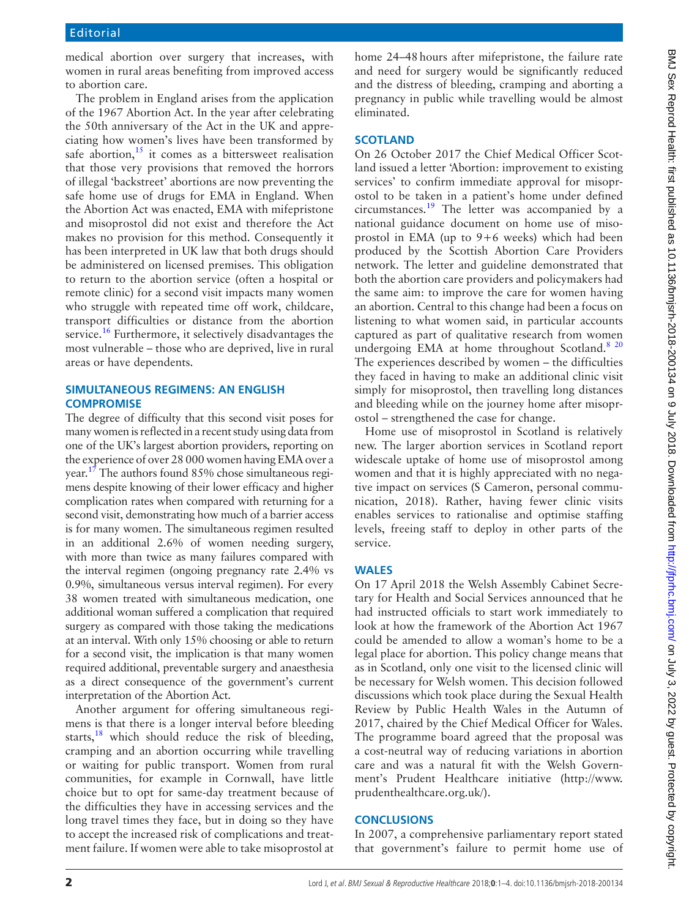medical abortion over surgery that increases, with women in rural areas benefiting from improved access to abortion care.

The problem in England arises from the application of the 1967 Abortion Act. In the year after celebrating the 50th anniversary of the Act in the UK and appreciating how women's lives have been transformed by safe abortion,[15] it comes as a bittersweet realisation that those very provisions that removed the horrors of illegal 'backstreet' abortions are now preventing the safe home use of drugs for EMA in England. When the Abortion Act was enacted, EMA with mifepristone and misoprostol did not exist and therefore the Act makes no provision for this method. Consequently it has been interpreted in UK law that both drugs should be administered on licensed premises. This obligation to return to the abortion service (often a hospital or remote clinic) for a second visit impacts many women who struggle with repeated time off work, childcare, transport difficulties or distance from the abortion service.[16] Furthermore, it selectively disadvantages the most vulnerable – those who are deprived, live in rural areas or have dependents.

## SIMULTANEOUS REGIMENS: AN ENGLISH COMPROMISE

The degree of difficulty that this second visit poses for many women is reflected in a recent study using data from one of the UK's largest abortion providers, reporting on the experience of over 28 000 women having EMA over a year.[17] The authors found 85% chose simultaneous regimens despite knowing of their lower efficacy and higher complication rates when compared with returning for a second visit, demonstrating how much of a barrier access is for many women. The simultaneous regimen resulted in an additional 2.6% of women needing surgery, with more than twice as many failures compared with the interval regimen (ongoing pregnancy rate 2.4% vs 0.9%, simultaneous versus interval regimen). For every 38 women treated with simultaneous medication, one additional woman suffered a complication that required surgery as compared with those taking the medications at an interval. With only 15% choosing or able to return for a second visit, the implication is that many women required additional, preventable surgery and anaesthesia as a direct consequence of the government's current interpretation of the Abortion Act.

Another argument for offering simultaneous regimens is that there is a longer interval before bleeding starts,[18] which should reduce the risk of bleeding, cramping and an abortion occurring while travelling or waiting for public transport. Women from rural communities, for example in Cornwall, have little choice but to opt for same-day treatment because of the difficulties they have in accessing services and the long travel times they face, but in doing so they have to accept the increased risk of complications and treatment failure. If women were able to take misoprostol at home 24–48 hours after mifepristone, the failure rate and need for surgery would be significantly reduced and the distress of bleeding, cramping and aborting a pregnancy in public while travelling would be almost eliminated.

## SCOTLAND

On 26 October 2017 the Chief Medical Officer Scotland issued a letter 'Abortion: improvement to existing services' to confirm immediate approval for misoprostol to be taken in a patient's home under defined circumstances.[19] The letter was accompanied by a national guidance document on home use of misoprostol in EMA (up to 9+6 weeks) which had been produced by the Scottish Abortion Care Providers network. The letter and guideline demonstrated that both the abortion care providers and policymakers had the same aim: to improve the care for women having an abortion. Central to this change had been a focus on listening to what women said, in particular accounts captured as part of qualitative research from women undergoing EMA at home throughout Scotland.[8,20] The experiences described by women – the difficulties they faced in having to make an additional clinic visit simply for misoprostol, then travelling long distances and bleeding while on the journey home after misoprostol – strengthened the case for change.

Home use of misoprostol in Scotland is relatively new. The larger abortion services in Scotland report widescale uptake of home use of misoprostol among women and that it is highly appreciated with no negative impact on services (S Cameron, personal communication, 2018). Rather, having fewer clinic visits enables services to rationalise and optimise staffing levels, freeing staff to deploy in other parts of the service.

## WALES

On 17 April 2018 the Welsh Assembly Cabinet Secretary for Health and Social Services announced that he had instructed officials to start work immediately to look at how the framework of the Abortion Act 1967 could be amended to allow a woman's home to be a legal place for abortion. This policy change means that as in Scotland, only one visit to the licensed clinic will be necessary for Welsh women. This decision followed discussions which took place during the Sexual Health Review by Public Health Wales in the Autumn of 2017, chaired by the Chief Medical Officer for Wales. The programme board agreed that the proposal was a cost-neutral way of reducing variations in abortion care and was a natural fit with the Welsh Government's Prudent Healthcare initiative (http://www.prudenthealthcare.org.uk/).

## CONCLUSIONS

In 2007, a comprehensive parliamentary report stated that government's failure to permit home use of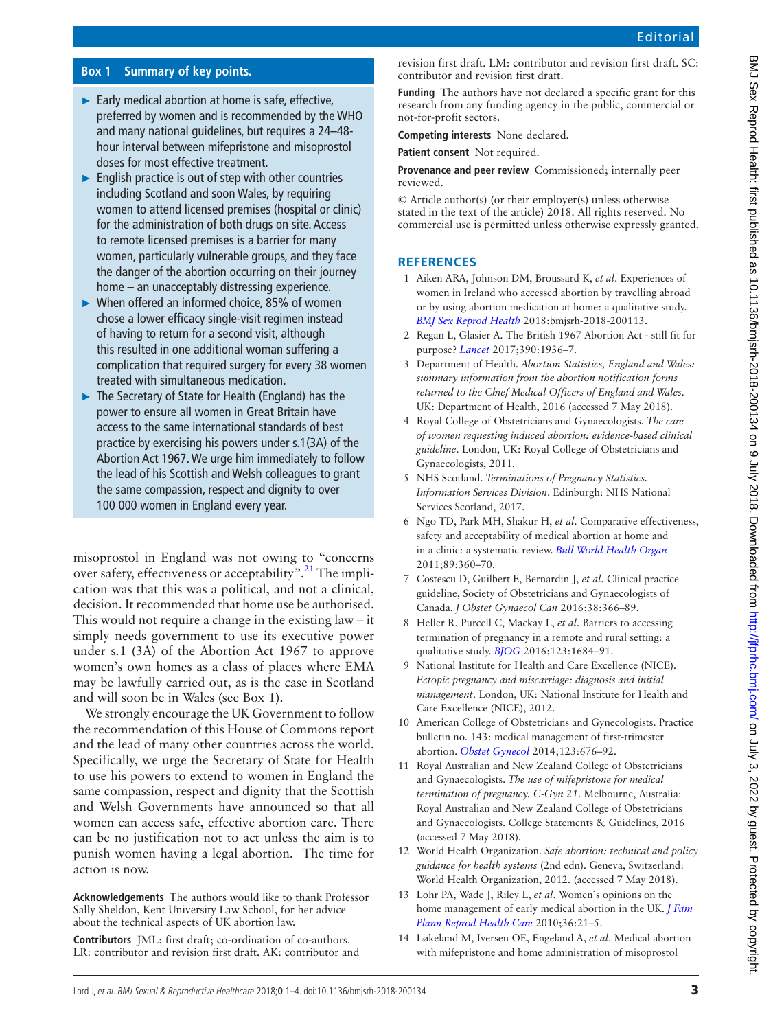**Box 1 Summary of key points.**

- Early medical abortion at home is safe, effective, preferred by women and is recommended by the WHO and many national guidelines, but requires a 24–48-hour interval between mifepristone and misoprostol doses for most effective treatment.
- English practice is out of step with other countries including Scotland and soon Wales, by requiring women to attend licensed premises (hospital or clinic) for the administration of both drugs on site. Access to remote licensed premises is a barrier for many women, particularly vulnerable groups, and they face the danger of the abortion occurring on their journey home – an unacceptably distressing experience.
- When offered an informed choice, 85% of women chose a lower efficacy single-visit regimen instead of having to return for a second visit, although this resulted in one additional woman suffering a complication that required surgery for every 38 women treated with simultaneous medication.
- The Secretary of State for Health (England) has the power to ensure all women in Great Britain have access to the same international standards of best practice by exercising his powers under s.1(3A) of the Abortion Act 1967. We urge him immediately to follow the lead of his Scottish and Welsh colleagues to grant the same compassion, respect and dignity to over 100 000 women in England every year.

misoprostol in England was not owing to "concerns over safety, effectiveness or acceptability".[21] The implication was that this was a political, and not a clinical, decision. It recommended that home use be authorised. This would not require a change in the existing law – it simply needs government to use its executive power under s.1 (3A) of the Abortion Act 1967 to approve women's own homes as a class of places where EMA may be lawfully carried out, as is the case in Scotland and will soon be in Wales (see Box 1).

We strongly encourage the UK Government to follow the recommendation of this House of Commons report and the lead of many other countries across the world. Specifically, we urge the Secretary of State for Health to use his powers to extend to women in England the same compassion, respect and dignity that the Scottish and Welsh Governments have announced so that all women can access safe, effective abortion care. There can be no justification not to act unless the aim is to punish women having a legal abortion. The time for action is now.

**Acknowledgements** The authors would like to thank Professor Sally Sheldon, Kent University Law School, for her advice about the technical aspects of UK abortion law.

**Contributors** JML: first draft; co-ordination of co-authors. LR: contributor and revision first draft. AK: contributor and revision first draft. LM: contributor and revision first draft. SC: contributor and revision first draft.

**Funding** The authors have not declared a specific grant for this research from any funding agency in the public, commercial or not-for-profit sectors.

**Competing interests** None declared.

**Patient consent** Not required.

**Provenance and peer review** Commissioned; internally peer reviewed.

© Article author(s) (or their employer(s) unless otherwise stated in the text of the article) 2018. All rights reserved. No commercial use is permitted unless otherwise expressly granted.

## REFERENCES

1. Aiken ARA, Johnson DM, Broussard K, *et al*. Experiences of women in Ireland who accessed abortion by travelling abroad or by using abortion medication at home: a qualitative study. *BMJ Sex Reprod Health* 2018:bmjsrh-2018-200113.
2. Regan L, Glasier A. The British 1967 Abortion Act - still fit for purpose? *Lancet* 2017;390:1936–7.
3. Department of Health. *Abortion Statistics, England and Wales: summary information from the abortion notification forms returned to the Chief Medical Officers of England and Wales*. UK: Department of Health, 2016 (accessed 7 May 2018).
4. Royal College of Obstetricians and Gynaecologists. *The care of women requesting induced abortion: evidence-based clinical guideline*. London, UK: Royal College of Obstetricians and Gynaecologists, 2011.
5. NHS Scotland. *Terminations of Pregnancy Statistics. Information Services Division*. Edinburgh: NHS National Services Scotland, 2017.
6. Ngo TD, Park MH, Shakur H, *et al*. Comparative effectiveness, safety and acceptability of medical abortion at home and in a clinic: a systematic review. *Bull World Health Organ* 2011;89:360–70.
7. Costescu D, Guilbert E, Bernardin J, *et al*. Clinical practice guideline, Society of Obstetricians and Gynaecologists of Canada. *J Obstet Gynaecol Can* 2016;38:366–89.
8. Heller R, Purcell C, Mackay L, *et al*. Barriers to accessing termination of pregnancy in a remote and rural setting: a qualitative study. *BJOG* 2016;123:1684–91.
9. National Institute for Health and Care Excellence (NICE). *Ectopic pregnancy and miscarriage: diagnosis and initial management*. London, UK: National Institute for Health and Care Excellence (NICE), 2012.
10. American College of Obstetricians and Gynecologists. Practice bulletin no. 143: medical management of first-trimester abortion. *Obstet Gynecol* 2014;123:676–92.
11. Royal Australian and New Zealand College of Obstetricians and Gynaecologists. *The use of mifepristone for medical termination of pregnancy. C-Gyn 21*. Melbourne, Australia: Royal Australian and New Zealand College of Obstetricians and Gynaecologists. College Statements & Guidelines, 2016 (accessed 7 May 2018).
12. World Health Organization. *Safe abortion: technical and policy guidance for health systems* (2nd edn). Geneva, Switzerland: World Health Organization, 2012. (accessed 7 May 2018).
13. Lohr PA, Wade J, Riley L, *et al*. Women's opinions on the home management of early medical abortion in the UK. *J Fam Plann Reprod Health Care* 2010;36:21–5.
14. Løkeland M, Iversen OE, Engeland A, *et al*. Medical abortion with mifepristone and home administration of misoprostol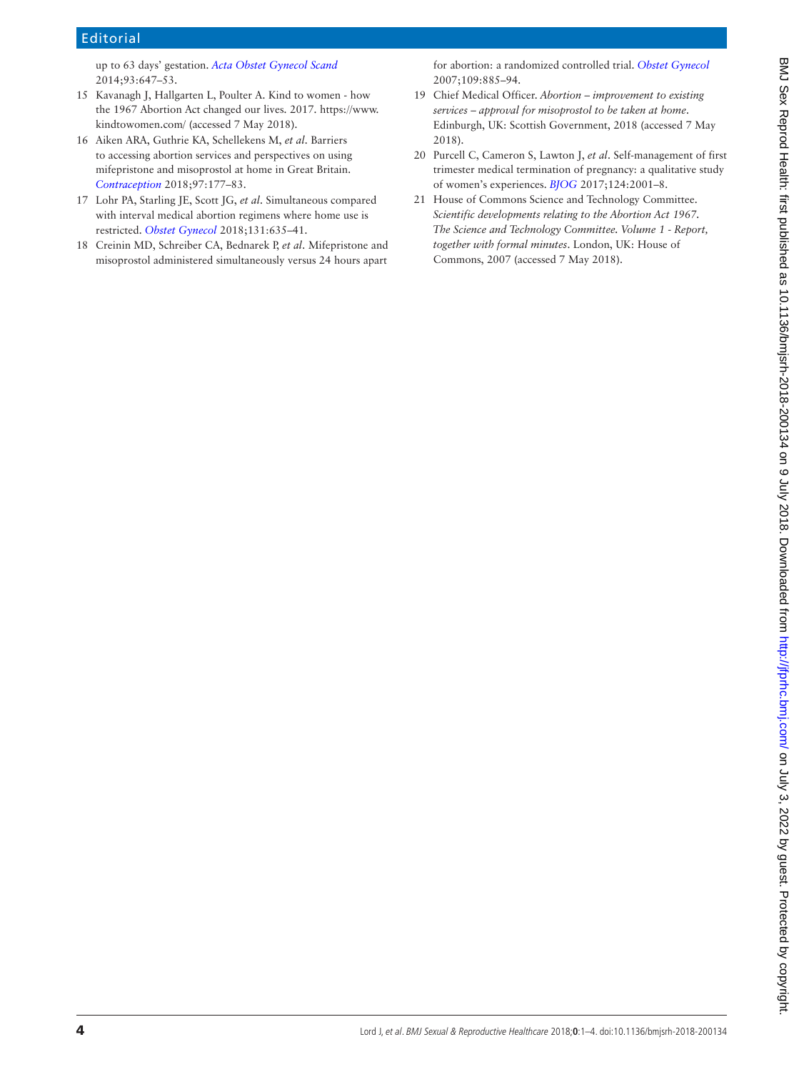up to 63 days' gestation. *Acta Obstet Gynecol Scand* 2014;93:647–53.

15 Kavanagh J, Hallgarten L, Poulter A. Kind to women - how the 1967 Abortion Act changed our lives. 2017. https://www.kindtowomen.com/ (accessed 7 May 2018).

16 Aiken ARA, Guthrie KA, Schellekens M, *et al*. Barriers to accessing abortion services and perspectives on using mifepristone and misoprostol at home in Great Britain. *Contraception* 2018;97:177–83.

17 Lohr PA, Starling JE, Scott JG, *et al*. Simultaneous compared with interval medical abortion regimens where home use is restricted. *Obstet Gynecol* 2018;131:635–41.

18 Creinin MD, Schreiber CA, Bednarek P, *et al*. Mifepristone and misoprostol administered simultaneously versus 24 hours apart for abortion: a randomized controlled trial. *Obstet Gynecol* 2007;109:885–94.

19 Chief Medical Officer. *Abortion – improvement to existing services – approval for misoprostol to be taken at home*. Edinburgh, UK: Scottish Government, 2018 (accessed 7 May 2018).

20 Purcell C, Cameron S, Lawton J, *et al*. Self-management of first trimester medical termination of pregnancy: a qualitative study of women's experiences. *BJOG* 2017;124:2001–8.

21 House of Commons Science and Technology Committee. *Scientific developments relating to the Abortion Act 1967. The Science and Technology Committee. Volume 1 - Report, together with formal minutes*. London, UK: House of Commons, 2007 (accessed 7 May 2018).